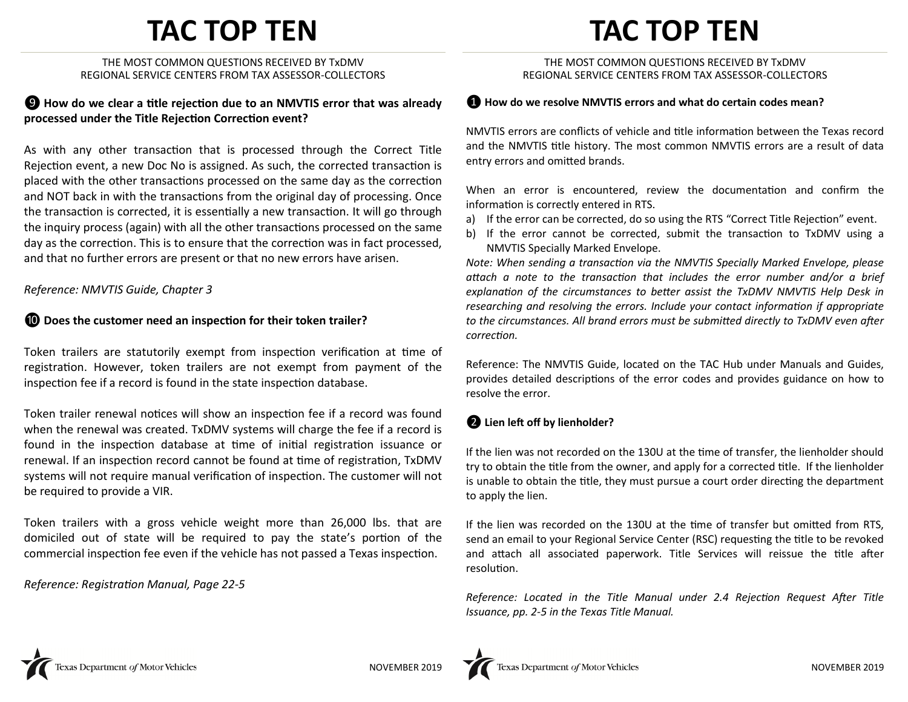# TAC TOP TEN

THE MOST COMMON QUESTIONS RECEIVED BY TxDMV REGIONAL SERVICE CENTERS FROM TAX ASSESSOR-COLLECTORS

### ❾ How do we clear a title rejection due to an NMVTIS error that was already processed under the Title Rejection Correction event?

As with any other transaction that is processed through the Correct Title Rejection event, a new Doc No is assigned. As such, the corrected transaction is placed with the other transactions processed on the same day as the correction and NOT back in with the transactions from the original day of processing. Once the transaction is corrected, it is essentially a new transaction. It will go through the inquiry process (again) with all the other transactions processed on the same day as the correction. This is to ensure that the correction was in fact processed, and that no further errors are present or that no new errors have arisen.

*Reference: NMVTIS Guide, Chapter 3*

### ❿ Does the customer need an inspection for their token trailer?

Token trailers are statutorily exempt from inspection verification at time of registration. However, token trailers are not exempt from payment of the inspection fee if a record is found in the state inspection database.

Token trailer renewal notices will show an inspection fee if a record was found when the renewal was created. TxDMV systems will charge the fee if a record is found in the inspection database at time of initial registration issuance or renewal. If an inspection record cannot be found at time of registration, TxDMV systems will not require manual verification of inspection. The customer will not be required to provide a VIR.

Token trailers with a gross vehicle weight more than 26,000 lbs. that are domiciled out of state will be required to pay the state's portion of the commercial inspection fee even if the vehicle has not passed a Texas inspection.

*Reference: Registration Manual, Page 22-5*

# TAC TOP TEN

THE MOST COMMON QUESTIONS RECEIVED BY TxDMV REGIONAL SERVICE CENTERS FROM TAX ASSESSOR-COLLECTORS

### ❶ How do we resolve NMVTIS errors and what do certain codes mean?

NMVTIS errors are conflicts of vehicle and title information between the Texas record and the NMVTIS title history. The most common NMVTIS errors are a result of data entry errors and omitted brands.

When an error is encountered, review the documentation and confirm the information is correctly entered in RTS.

a) If the error can be corrected, do so using the RTS "Correct Title Rejection" event.
b) If the error cannot be corrected, submit the transaction to TxDMV using a NMVTIS Specially Marked Envelope.

*Note: When sending a transaction via the NMVTIS Specially Marked Envelope, please attach a note to the transaction that includes the error number and/or a brief explanation of the circumstances to better assist the TxDMV NMVTIS Help Desk in researching and resolving the errors. Include your contact information if appropriate to the circumstances. All brand errors must be submitted directly to TxDMV even after correction.*

Reference: The NMVTIS Guide, located on the TAC Hub under Manuals and Guides, provides detailed descriptions of the error codes and provides guidance on how to resolve the error.

### ❷ Lien left off by lienholder?

If the lien was not recorded on the 130U at the time of transfer, the lienholder should try to obtain the title from the owner, and apply for a corrected title. If the lienholder is unable to obtain the title, they must pursue a court order directing the department to apply the lien.

If the lien was recorded on the 130U at the time of transfer but omitted from RTS, send an email to your Regional Service Center (RSC) requesting the title to be revoked and attach all associated paperwork. Title Services will reissue the title after resolution.

*Reference: Located in the Title Manual under 2.4 Rejection Request After Title Issuance, pp. 2-5 in the Texas Title Manual.*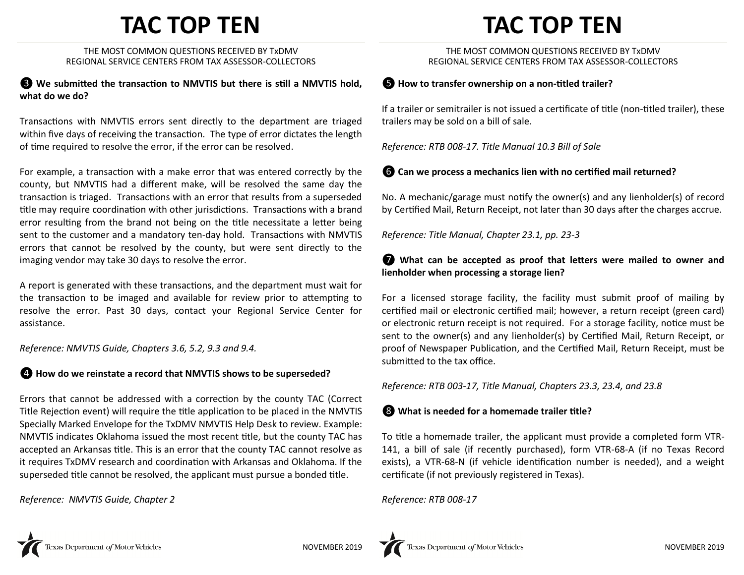# TAC TOP TEN

THE MOST COMMON QUESTIONS RECEIVED BY TxDMV REGIONAL SERVICE CENTERS FROM TAX ASSESSOR-COLLECTORS

### ❸ We submitted the transaction to NMVTIS but there is still a NMVTIS hold, what do we do?

Transactions with NMVTIS errors sent directly to the department are triaged within five days of receiving the transaction. The type of error dictates the length of time required to resolve the error, if the error can be resolved.

For example, a transaction with a make error that was entered correctly by the county, but NMVTIS had a different make, will be resolved the same day the transaction is triaged. Transactions with an error that results from a superseded title may require coordination with other jurisdictions. Transactions with a brand error resulting from the brand not being on the title necessitate a letter being sent to the customer and a mandatory ten-day hold. Transactions with NMVTIS errors that cannot be resolved by the county, but were sent directly to the imaging vendor may take 30 days to resolve the error.

A report is generated with these transactions, and the department must wait for the transaction to be imaged and available for review prior to attempting to resolve the error. Past 30 days, contact your Regional Service Center for assistance.

*Reference: NMVTIS Guide, Chapters 3.6, 5.2, 9.3 and 9.4.*

### ❹ How do we reinstate a record that NMVTIS shows to be superseded?

Errors that cannot be addressed with a correction by the county TAC (Correct Title Rejection event) will require the title application to be placed in the NMVTIS Specially Marked Envelope for the TxDMV NMVTIS Help Desk to review. Example: NMVTIS indicates Oklahoma issued the most recent title, but the county TAC has accepted an Arkansas title. This is an error that the county TAC cannot resolve as it requires TxDMV research and coordination with Arkansas and Oklahoma. If the superseded title cannot be resolved, the applicant must pursue a bonded title.

*Reference: NMVTIS Guide, Chapter 2*

### ❺ How to transfer ownership on a non-titled trailer?

If a trailer or semitrailer is not issued a certificate of title (non-titled trailer), these trailers may be sold on a bill of sale.

*Reference: RTB 008-17. Title Manual 10.3 Bill of Sale*

### ❻ Can we process a mechanics lien with no certified mail returned?

No. A mechanic/garage must notify the owner(s) and any lienholder(s) of record by Certified Mail, Return Receipt, not later than 30 days after the charges accrue.

*Reference: Title Manual, Chapter 23.1, pp. 23-3*

### ❼ What can be accepted as proof that letters were mailed to owner and lienholder when processing a storage lien?

For a licensed storage facility, the facility must submit proof of mailing by certified mail or electronic certified mail; however, a return receipt (green card) or electronic return receipt is not required. For a storage facility, notice must be sent to the owner(s) and any lienholder(s) by Certified Mail, Return Receipt, or proof of Newspaper Publication, and the Certified Mail, Return Receipt, must be submitted to the tax office.

*Reference: RTB 003-17, Title Manual, Chapters 23.3, 23.4, and 23.8*

### ❽ What is needed for a homemade trailer title?

To title a homemade trailer, the applicant must provide a completed form VTR-141, a bill of sale (if recently purchased), form VTR-68-A (if no Texas Record exists), a VTR-68-N (if vehicle identification number is needed), and a weight certificate (if not previously registered in Texas).

*Reference: RTB 008-17*